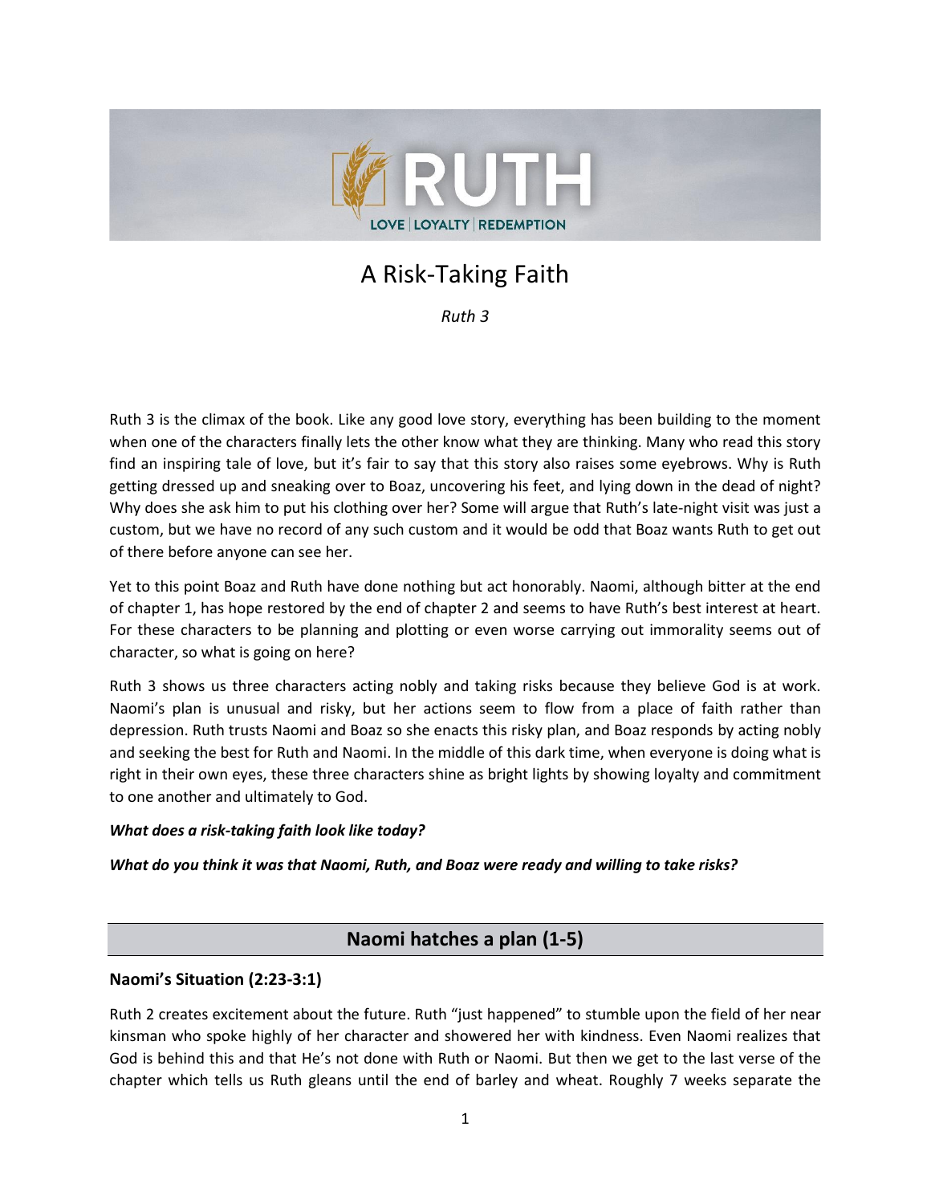RUTH

LOVE | LOYALTY | REDEMPTION

# A Risk-Taking Faith

*Ruth 3*

Ruth 3 is the climax of the book. Like any good love story, everything has been building to the moment when one of the characters finally lets the other know what they are thinking. Many who read this story find an inspiring tale of love, but it's fair to say that this story also raises some eyebrows. Why is Ruth getting dressed up and sneaking over to Boaz, uncovering his feet, and lying down in the dead of night? Why does she ask him to put his clothing over her? Some will argue that Ruth's late-night visit was just a custom, but we have no record of any such custom and it would be odd that Boaz wants Ruth to get out of there before anyone can see her.

Yet to this point Boaz and Ruth have done nothing but act honorably. Naomi, although bitter at the end of chapter 1, has hope restored by the end of chapter 2 and seems to have Ruth's best interest at heart. For these characters to be planning and plotting or even worse carrying out immorality seems out of character, so what is going on here?

Ruth 3 shows us three characters acting nobly and taking risks because they believe God is at work. Naomi's plan is unusual and risky, but her actions seem to flow from a place of faith rather than depression. Ruth trusts Naomi and Boaz so she enacts this risky plan, and Boaz responds by acting nobly and seeking the best for Ruth and Naomi. In the middle of this dark time, when everyone is doing what is right in their own eyes, these three characters shine as bright lights by showing loyalty and commitment to one another and ultimately to God.

***What does a risk-taking faith look like today?***

***What do you think it was that Naomi, Ruth, and Boaz were ready and willing to take risks?***

## Naomi hatches a plan (1-5)

### Naomi's Situation (2:23-3:1)

Ruth 2 creates excitement about the future. Ruth "just happened" to stumble upon the field of her near kinsman who spoke highly of her character and showered her with kindness. Even Naomi realizes that God is behind this and that He's not done with Ruth or Naomi. But then we get to the last verse of the chapter which tells us Ruth gleans until the end of barley and wheat. Roughly 7 weeks separate the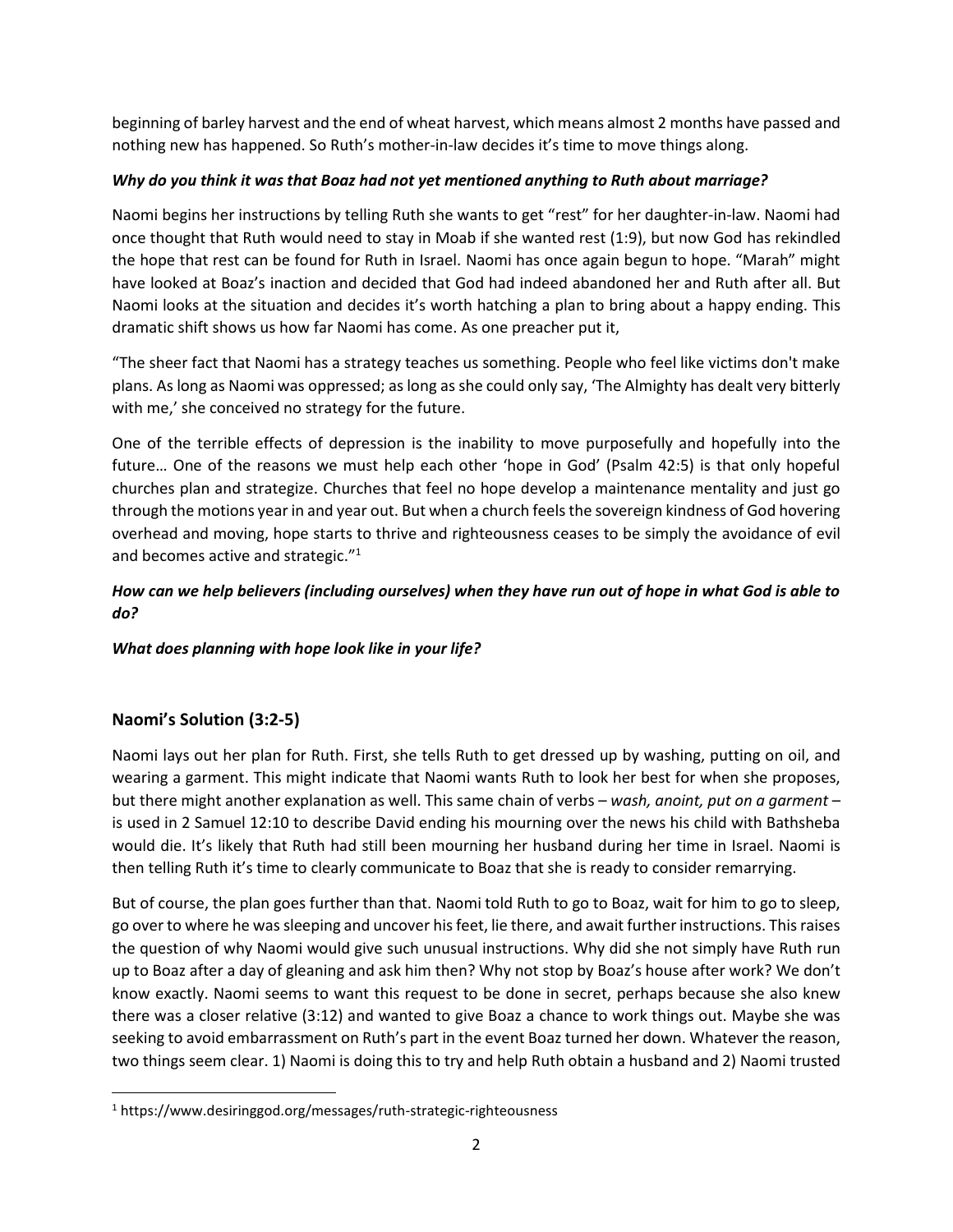beginning of barley harvest and the end of wheat harvest, which means almost 2 months have passed and nothing new has happened. So Ruth's mother-in-law decides it's time to move things along.

***Why do you think it was that Boaz had not yet mentioned anything to Ruth about marriage?***

Naomi begins her instructions by telling Ruth she wants to get "rest" for her daughter-in-law. Naomi had once thought that Ruth would need to stay in Moab if she wanted rest (1:9), but now God has rekindled the hope that rest can be found for Ruth in Israel. Naomi has once again begun to hope. "Marah" might have looked at Boaz's inaction and decided that God had indeed abandoned her and Ruth after all. But Naomi looks at the situation and decides it's worth hatching a plan to bring about a happy ending. This dramatic shift shows us how far Naomi has come. As one preacher put it,

"The sheer fact that Naomi has a strategy teaches us something. People who feel like victims don't make plans. As long as Naomi was oppressed; as long as she could only say, 'The Almighty has dealt very bitterly with me,' she conceived no strategy for the future.

One of the terrible effects of depression is the inability to move purposefully and hopefully into the future… One of the reasons we must help each other 'hope in God' (Psalm 42:5) is that only hopeful churches plan and strategize. Churches that feel no hope develop a maintenance mentality and just go through the motions year in and year out. But when a church feels the sovereign kindness of God hovering overhead and moving, hope starts to thrive and righteousness ceases to be simply the avoidance of evil and becomes active and strategic."[1]

***How can we help believers (including ourselves) when they have run out of hope in what God is able to do?***

***What does planning with hope look like in your life?***

## Naomi's Solution (3:2-5)

Naomi lays out her plan for Ruth. First, she tells Ruth to get dressed up by washing, putting on oil, and wearing a garment. This might indicate that Naomi wants Ruth to look her best for when she proposes, but there might another explanation as well. This same chain of verbs – *wash, anoint, put on a garment* – is used in 2 Samuel 12:10 to describe David ending his mourning over the news his child with Bathsheba would die. It's likely that Ruth had still been mourning her husband during her time in Israel. Naomi is then telling Ruth it's time to clearly communicate to Boaz that she is ready to consider remarrying.

But of course, the plan goes further than that. Naomi told Ruth to go to Boaz, wait for him to go to sleep, go over to where he was sleeping and uncover his feet, lie there, and await further instructions. This raises the question of why Naomi would give such unusual instructions. Why did she not simply have Ruth run up to Boaz after a day of gleaning and ask him then? Why not stop by Boaz's house after work? We don't know exactly. Naomi seems to want this request to be done in secret, perhaps because she also knew there was a closer relative (3:12) and wanted to give Boaz a chance to work things out. Maybe she was seeking to avoid embarrassment on Ruth's part in the event Boaz turned her down. Whatever the reason, two things seem clear. 1) Naomi is doing this to try and help Ruth obtain a husband and 2) Naomi trusted

---

[1] https://www.desiringgod.org/messages/ruth-strategic-righteousness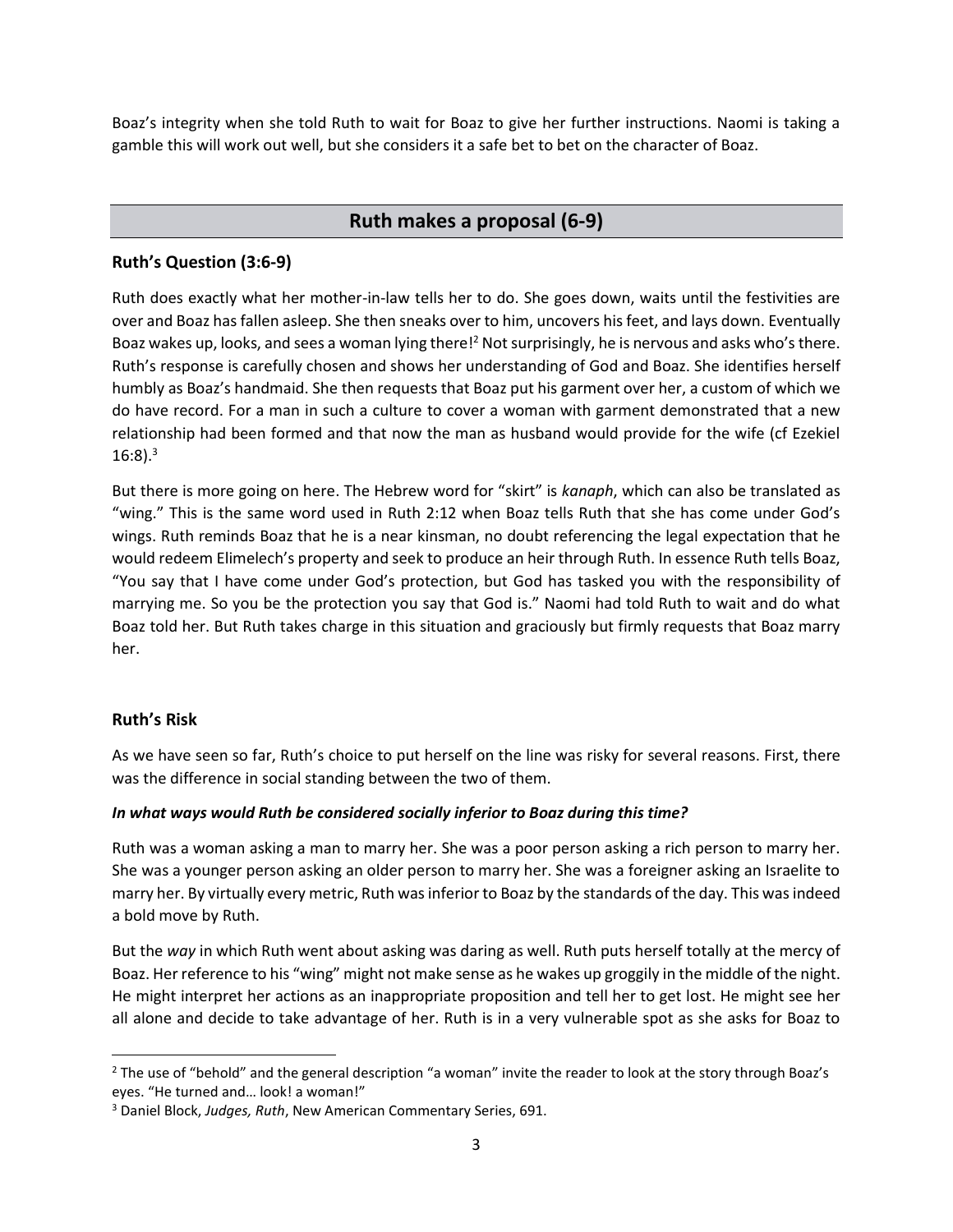Boaz's integrity when she told Ruth to wait for Boaz to give her further instructions. Naomi is taking a gamble this will work out well, but she considers it a safe bet to bet on the character of Boaz.

## Ruth makes a proposal (6-9)

### Ruth's Question (3:6-9)

Ruth does exactly what her mother-in-law tells her to do. She goes down, waits until the festivities are over and Boaz has fallen asleep. She then sneaks over to him, uncovers his feet, and lays down. Eventually Boaz wakes up, looks, and sees a woman lying there![2] Not surprisingly, he is nervous and asks who's there. Ruth's response is carefully chosen and shows her understanding of God and Boaz. She identifies herself humbly as Boaz's handmaid. She then requests that Boaz put his garment over her, a custom of which we do have record. For a man in such a culture to cover a woman with garment demonstrated that a new relationship had been formed and that now the man as husband would provide for the wife (cf Ezekiel 16:8).[3]

But there is more going on here. The Hebrew word for "skirt" is *kanaph*, which can also be translated as "wing." This is the same word used in Ruth 2:12 when Boaz tells Ruth that she has come under God's wings. Ruth reminds Boaz that he is a near kinsman, no doubt referencing the legal expectation that he would redeem Elimelech's property and seek to produce an heir through Ruth. In essence Ruth tells Boaz, "You say that I have come under God's protection, but God has tasked you with the responsibility of marrying me. So you be the protection you say that God is." Naomi had told Ruth to wait and do what Boaz told her. But Ruth takes charge in this situation and graciously but firmly requests that Boaz marry her.

### Ruth's Risk

As we have seen so far, Ruth's choice to put herself on the line was risky for several reasons. First, there was the difference in social standing between the two of them.

***In what ways would Ruth be considered socially inferior to Boaz during this time?***

Ruth was a woman asking a man to marry her. She was a poor person asking a rich person to marry her. She was a younger person asking an older person to marry her. She was a foreigner asking an Israelite to marry her. By virtually every metric, Ruth was inferior to Boaz by the standards of the day. This was indeed a bold move by Ruth.

But the *way* in which Ruth went about asking was daring as well. Ruth puts herself totally at the mercy of Boaz. Her reference to his "wing" might not make sense as he wakes up groggily in the middle of the night. He might interpret her actions as an inappropriate proposition and tell her to get lost. He might see her all alone and decide to take advantage of her. Ruth is in a very vulnerable spot as she asks for Boaz to

---

[2] The use of "behold" and the general description "a woman" invite the reader to look at the story through Boaz's eyes. "He turned and… look! a woman!"

[3] Daniel Block, *Judges, Ruth*, New American Commentary Series, 691.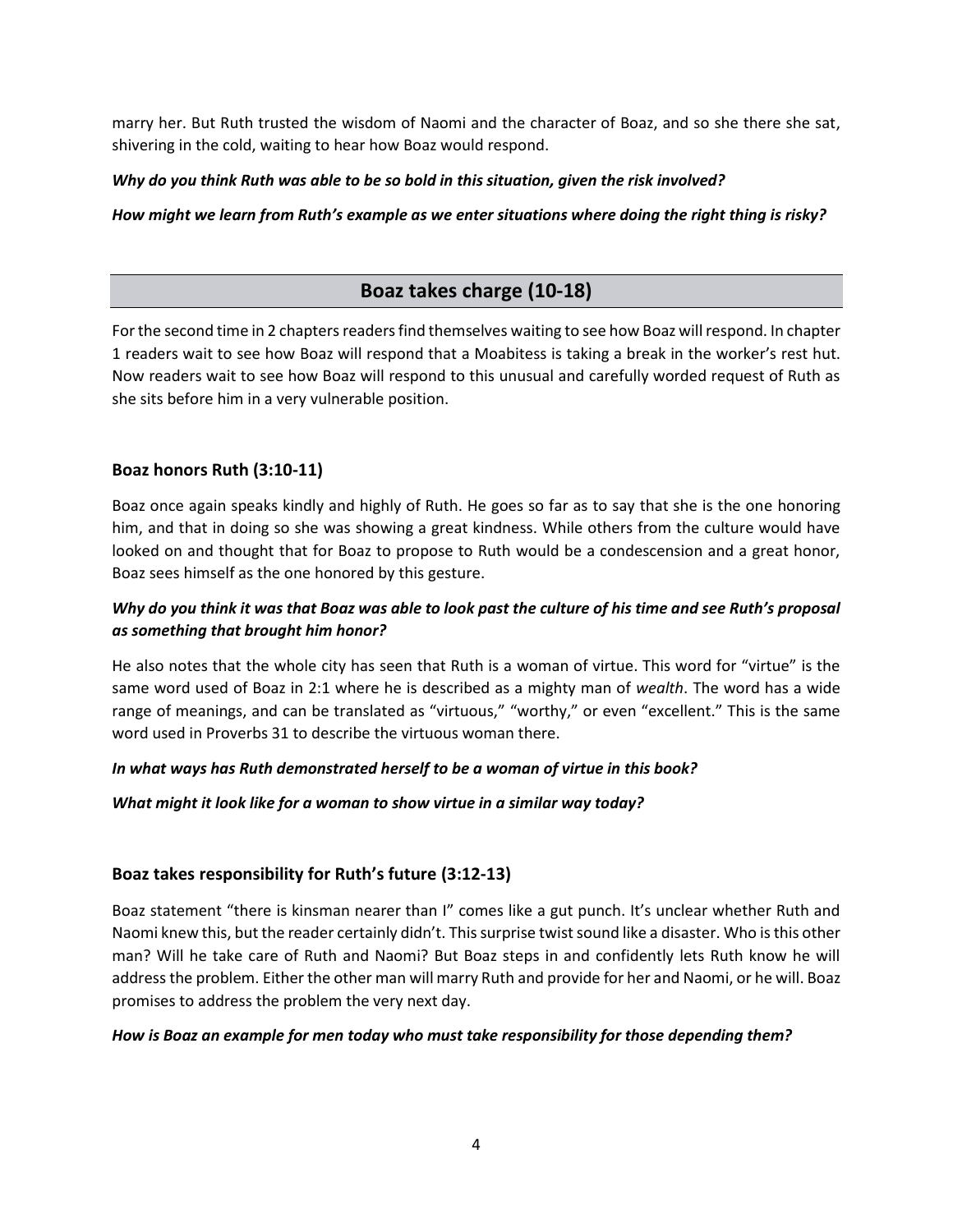marry her. But Ruth trusted the wisdom of Naomi and the character of Boaz, and so she there she sat, shivering in the cold, waiting to hear how Boaz would respond.

***Why do you think Ruth was able to be so bold in this situation, given the risk involved?***

***How might we learn from Ruth's example as we enter situations where doing the right thing is risky?***

## Boaz takes charge (10-18)

For the second time in 2 chapters readers find themselves waiting to see how Boaz will respond. In chapter 1 readers wait to see how Boaz will respond that a Moabitess is taking a break in the worker's rest hut. Now readers wait to see how Boaz will respond to this unusual and carefully worded request of Ruth as she sits before him in a very vulnerable position.

### Boaz honors Ruth (3:10-11)

Boaz once again speaks kindly and highly of Ruth. He goes so far as to say that she is the one honoring him, and that in doing so she was showing a great kindness. While others from the culture would have looked on and thought that for Boaz to propose to Ruth would be a condescension and a great honor, Boaz sees himself as the one honored by this gesture.

***Why do you think it was that Boaz was able to look past the culture of his time and see Ruth's proposal as something that brought him honor?***

He also notes that the whole city has seen that Ruth is a woman of virtue. This word for "virtue" is the same word used of Boaz in 2:1 where he is described as a mighty man of *wealth*. The word has a wide range of meanings, and can be translated as "virtuous," "worthy," or even "excellent." This is the same word used in Proverbs 31 to describe the virtuous woman there.

***In what ways has Ruth demonstrated herself to be a woman of virtue in this book?***

***What might it look like for a woman to show virtue in a similar way today?***

### Boaz takes responsibility for Ruth's future (3:12-13)

Boaz statement "there is kinsman nearer than I" comes like a gut punch. It's unclear whether Ruth and Naomi knew this, but the reader certainly didn't. This surprise twist sound like a disaster. Who is this other man? Will he take care of Ruth and Naomi? But Boaz steps in and confidently lets Ruth know he will address the problem. Either the other man will marry Ruth and provide for her and Naomi, or he will. Boaz promises to address the problem the very next day.

***How is Boaz an example for men today who must take responsibility for those depending them?***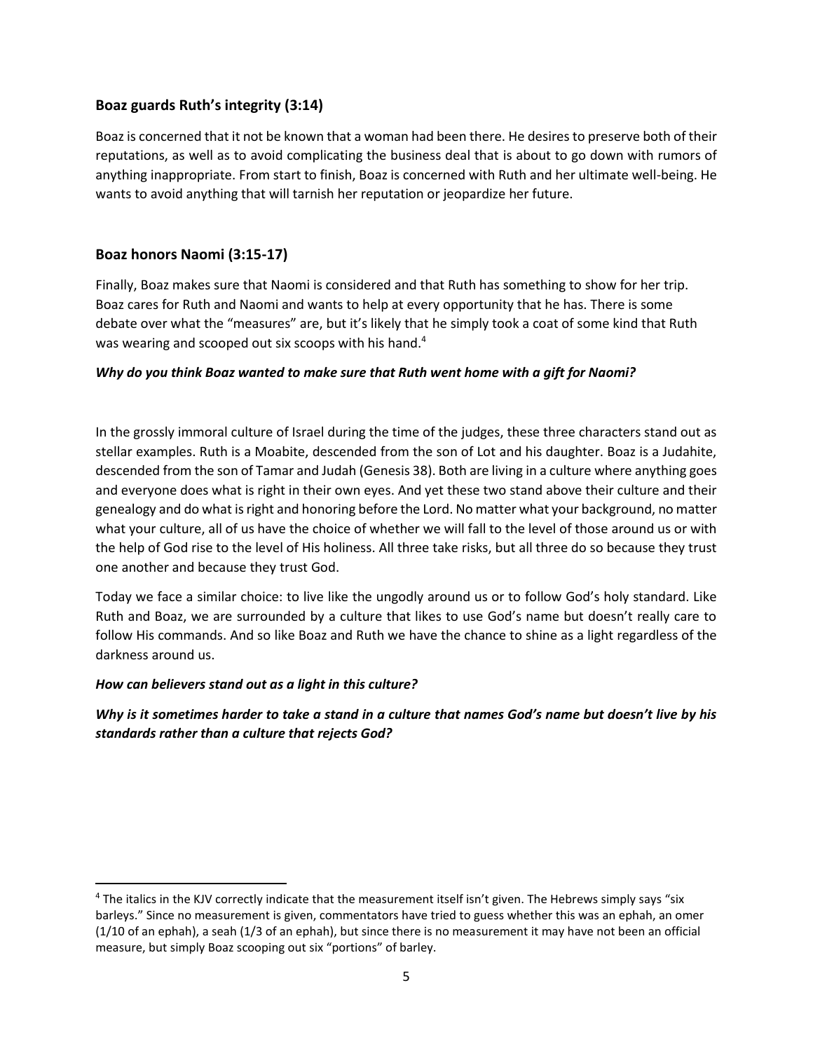### Boaz guards Ruth's integrity (3:14)

Boaz is concerned that it not be known that a woman had been there. He desires to preserve both of their reputations, as well as to avoid complicating the business deal that is about to go down with rumors of anything inappropriate. From start to finish, Boaz is concerned with Ruth and her ultimate well-being. He wants to avoid anything that will tarnish her reputation or jeopardize her future.

### Boaz honors Naomi (3:15-17)

Finally, Boaz makes sure that Naomi is considered and that Ruth has something to show for her trip. Boaz cares for Ruth and Naomi and wants to help at every opportunity that he has. There is some debate over what the "measures" are, but it's likely that he simply took a coat of some kind that Ruth was wearing and scooped out six scoops with his hand.[4]

***Why do you think Boaz wanted to make sure that Ruth went home with a gift for Naomi?***

In the grossly immoral culture of Israel during the time of the judges, these three characters stand out as stellar examples. Ruth is a Moabite, descended from the son of Lot and his daughter. Boaz is a Judahite, descended from the son of Tamar and Judah (Genesis 38). Both are living in a culture where anything goes and everyone does what is right in their own eyes. And yet these two stand above their culture and their genealogy and do what is right and honoring before the Lord. No matter what your background, no matter what your culture, all of us have the choice of whether we will fall to the level of those around us or with the help of God rise to the level of His holiness. All three take risks, but all three do so because they trust one another and because they trust God.

Today we face a similar choice: to live like the ungodly around us or to follow God's holy standard. Like Ruth and Boaz, we are surrounded by a culture that likes to use God's name but doesn't really care to follow His commands. And so like Boaz and Ruth we have the chance to shine as a light regardless of the darkness around us.

***How can believers stand out as a light in this culture?***

***Why is it sometimes harder to take a stand in a culture that names God's name but doesn't live by his standards rather than a culture that rejects God?***

---

[4] The italics in the KJV correctly indicate that the measurement itself isn't given. The Hebrews simply says "six barleys." Since no measurement is given, commentators have tried to guess whether this was an ephah, an omer (1/10 of an ephah), a seah (1/3 of an ephah), but since there is no measurement it may have not been an official measure, but simply Boaz scooping out six "portions" of barley.